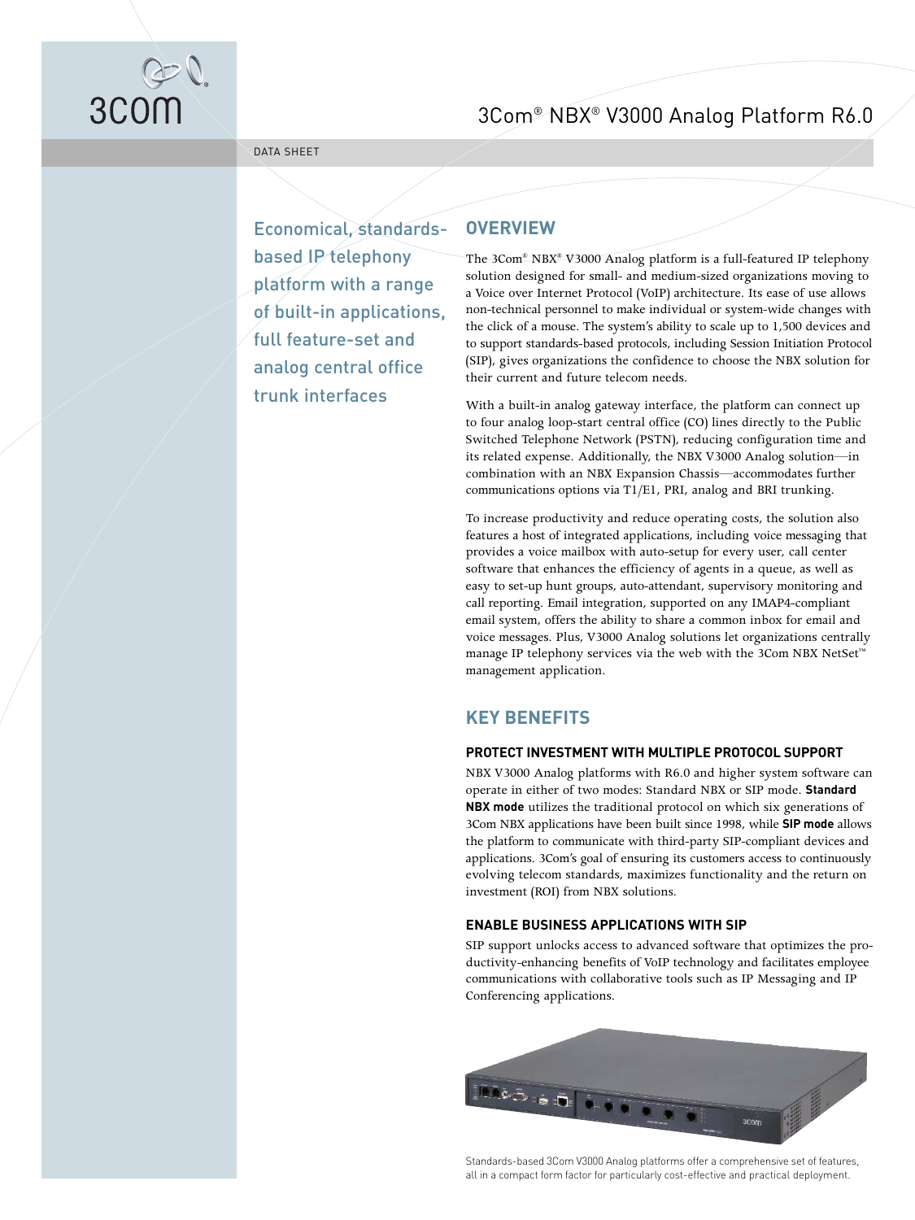# 3Com® NBX® V3000 Analog Platform R6.0

DATA SHEET

Economical, standards-based IP telephony platform with a range of built-in applications, full feature-set and analog central office trunk interfaces

## OVERVIEW

The 3Com® NBX® V3000 Analog platform is a full-featured IP telephony solution designed for small- and medium-sized organizations moving to a Voice over Internet Protocol (VoIP) architecture. Its ease of use allows non-technical personnel to make individual or system-wide changes with the click of a mouse. The system's ability to scale up to 1,500 devices and to support standards-based protocols, including Session Initiation Protocol (SIP), gives organizations the confidence to choose the NBX solution for their current and future telecom needs.

With a built-in analog gateway interface, the platform can connect up to four analog loop-start central office (CO) lines directly to the Public Switched Telephone Network (PSTN), reducing configuration time and its related expense. Additionally, the NBX V3000 Analog solution—in combination with an NBX Expansion Chassis—accommodates further communications options via T1/E1, PRI, analog and BRI trunking.

To increase productivity and reduce operating costs, the solution also features a host of integrated applications, including voice messaging that provides a voice mailbox with auto-setup for every user, call center software that enhances the efficiency of agents in a queue, as well as easy to set-up hunt groups, auto-attendant, supervisory monitoring and call reporting. Email integration, supported on any IMAP4-compliant email system, offers the ability to share a common inbox for email and voice messages. Plus, V3000 Analog solutions let organizations centrally manage IP telephony services via the web with the 3Com NBX NetSet™ management application.

## KEY BENEFITS

### PROTECT INVESTMENT WITH MULTIPLE PROTOCOL SUPPORT

NBX V3000 Analog platforms with R6.0 and higher system software can operate in either of two modes: Standard NBX or SIP mode. **Standard NBX mode** utilizes the traditional protocol on which six generations of 3Com NBX applications have been built since 1998, while **SIP mode** allows the platform to communicate with third-party SIP-compliant devices and applications. 3Com's goal of ensuring its customers access to continuously evolving telecom standards, maximizes functionality and the return on investment (ROI) from NBX solutions.

### ENABLE BUSINESS APPLICATIONS WITH SIP

SIP support unlocks access to advanced software that optimizes the productivity-enhancing benefits of VoIP technology and facilitates employee communications with collaborative tools such as IP Messaging and IP Conferencing applications.

Standards-based 3Com V3000 Analog platforms offer a comprehensive set of features, all in a compact form factor for particularly cost-effective and practical deployment.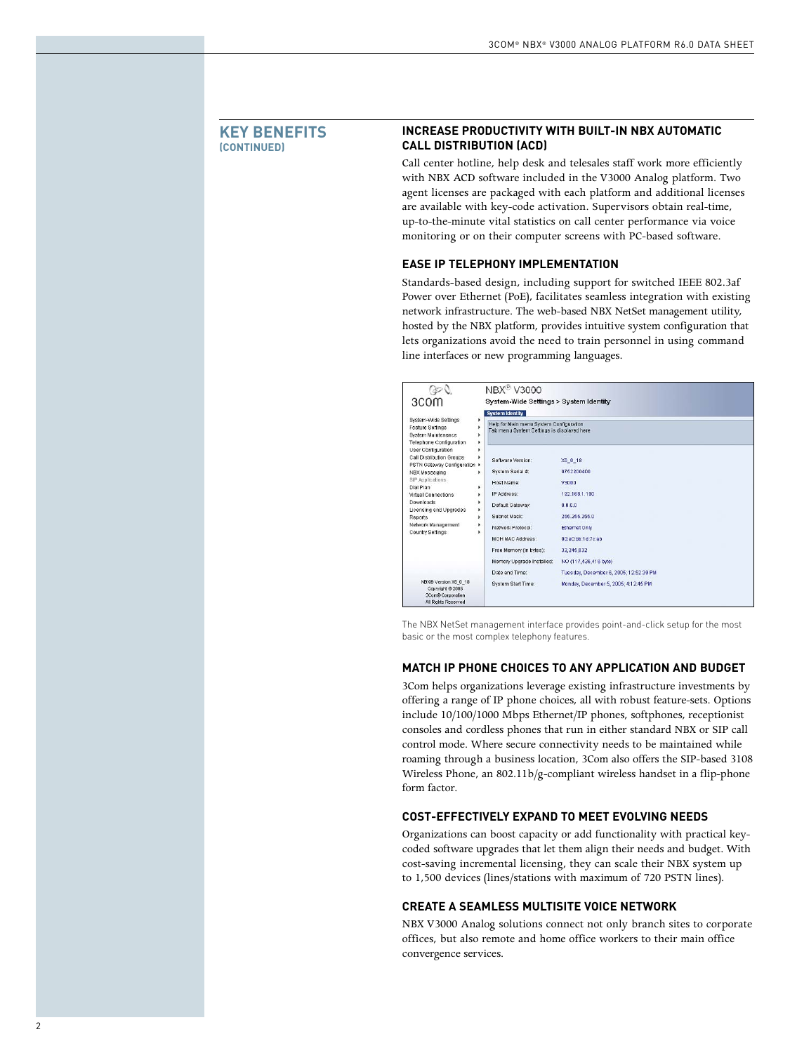## KEY BENEFITS (CONTINUED)

### INCREASE PRODUCTIVITY WITH BUILT-IN NBX AUTOMATIC CALL DISTRIBUTION (ACD)

Call center hotline, help desk and telesales staff work more efficiently with NBX ACD software included in the V3000 Analog platform. Two agent licenses are packaged with each platform and additional licenses are available with key-code activation. Supervisors obtain real-time, up-to-the-minute vital statistics on call center performance via voice monitoring or on their computer screens with PC-based software.

### EASE IP TELEPHONY IMPLEMENTATION

Standards-based design, including support for switched IEEE 802.3af Power over Ethernet (PoE), facilitates seamless integration with existing network infrastructure. The web-based NBX NetSet management utility, hosted by the NBX platform, provides intuitive system configuration that lets organizations avoid the need to train personnel in using command line interfaces or new programming languages.

The NBX NetSet management interface provides point-and-click setup for the most basic or the most complex telephony features.

### MATCH IP PHONE CHOICES TO ANY APPLICATION AND BUDGET

3Com helps organizations leverage existing infrastructure investments by offering a range of IP phone choices, all with robust feature-sets. Options include 10/100/1000 Mbps Ethernet/IP phones, softphones, receptionist consoles and cordless phones that run in either standard NBX or SIP call control mode. Where secure connectivity needs to be maintained while roaming through a business location, 3Com also offers the SIP-based 3108 Wireless Phone, an 802.11b/g-compliant wireless handset in a flip-phone form factor.

### COST-EFFECTIVELY EXPAND TO MEET EVOLVING NEEDS

Organizations can boost capacity or add functionality with practical key-coded software upgrades that let them align their needs and budget. With cost-saving incremental licensing, they can scale their NBX system up to 1,500 devices (lines/stations with maximum of 720 PSTN lines).

### CREATE A SEAMLESS MULTISITE VOICE NETWORK

NBX V3000 Analog solutions connect not only branch sites to corporate offices, but also remote and home office workers to their main office convergence services.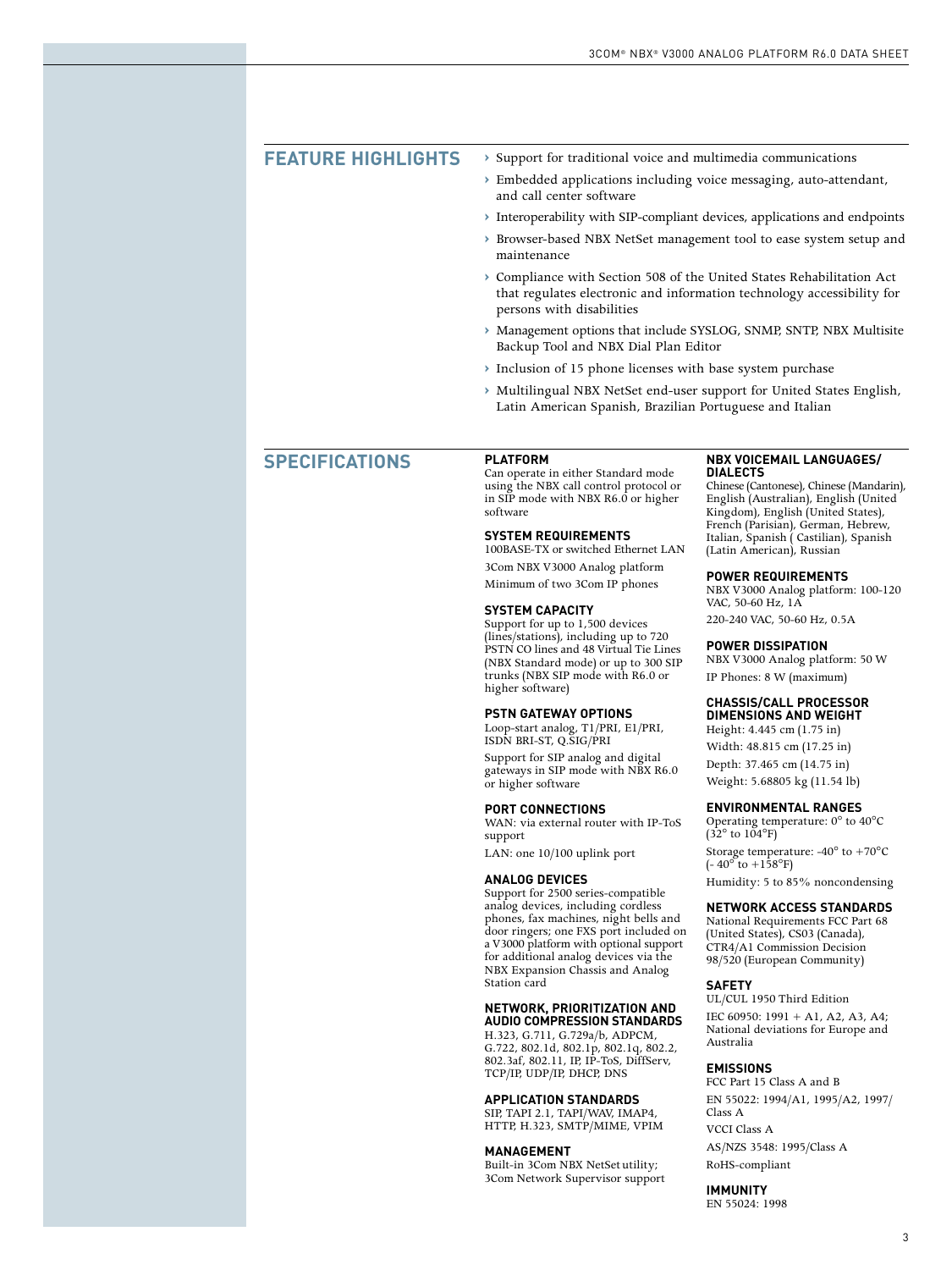## FEATURE HIGHLIGHTS

- Support for traditional voice and multimedia communications
- Embedded applications including voice messaging, auto-attendant, and call center software
- Interoperability with SIP-compliant devices, applications and endpoints
- Browser-based NBX NetSet management tool to ease system setup and maintenance
- Compliance with Section 508 of the United States Rehabilitation Act that regulates electronic and information technology accessibility for persons with disabilities
- Management options that include SYSLOG, SNMP, SNTP, NBX Multisite Backup Tool and NBX Dial Plan Editor
- Inclusion of 15 phone licenses with base system purchase
- Multilingual NBX NetSet end-user support for United States English, Latin American Spanish, Brazilian Portuguese and Italian

## SPECIFICATIONS

### PLATFORM

Can operate in either Standard mode using the NBX call control protocol or in SIP mode with NBX R6.0 or higher software

### SYSTEM REQUIREMENTS

100BASE-TX or switched Ethernet LAN

3Com NBX V3000 Analog platform

Minimum of two 3Com IP phones

### SYSTEM CAPACITY

Support for up to 1,500 devices (lines/stations), including up to 720 PSTN CO lines and 48 Virtual Tie Lines (NBX Standard mode) or up to 300 SIP trunks (NBX SIP mode with R6.0 or higher software)

### PSTN GATEWAY OPTIONS

Loop-start analog, T1/PRI, E1/PRI, ISDN BRI-ST, Q.SIG/PRI

Support for SIP analog and digital gateways in SIP mode with NBX R6.0 or higher software

### PORT CONNECTIONS

WAN: via external router with IP-ToS support

LAN: one 10/100 uplink port

### ANALOG DEVICES

Support for 2500 series-compatible analog devices, including cordless phones, fax machines, night bells and door ringers; one FXS port included on a V3000 platform with optional support for additional analog devices via the NBX Expansion Chassis and Analog Station card

### NETWORK, PRIORITIZATION AND AUDIO COMPRESSION STANDARDS

H.323, G.711, G.729a/b, ADPCM, G.722, 802.1d, 802.1p, 802.1q, 802.2, 802.3af, 802.11, IP, IP-ToS, DiffServ, TCP/IP, UDP/IP, DHCP, DNS

### APPLICATION STANDARDS

SIP, TAPI 2.1, TAPI/WAV, IMAP4, HTTP, H.323, SMTP/MIME, VPIM

### MANAGEMENT

Built-in 3Com NBX NetSet utility; 3Com Network Supervisor support

### NBX VOICEMAIL LANGUAGES/ DIALECTS

Chinese (Cantonese), Chinese (Mandarin), English (Australian), English (United Kingdom), English (United States), French (Parisian), German, Hebrew, Italian, Spanish ( Castilian), Spanish (Latin American), Russian

### POWER REQUIREMENTS

NBX V3000 Analog platform: 100-120 VAC, 50-60 Hz, 1A

220-240 VAC, 50-60 Hz, 0.5A

### POWER DISSIPATION

NBX V3000 Analog platform: 50 W

IP Phones: 8 W (maximum)

### CHASSIS/CALL PROCESSOR DIMENSIONS AND WEIGHT

Height: 4.445 cm (1.75 in)

Width: 48.815 cm (17.25 in)

Depth: 37.465 cm (14.75 in)

Weight: 5.68805 kg (11.54 lb)

### ENVIRONMENTAL RANGES

Operating temperature: 0° to 40°C (32° to 104°F)

Storage temperature: -40° to +70°C (- 40° to +158°F)

Humidity: 5 to 85% noncondensing

### NETWORK ACCESS STANDARDS

National Requirements FCC Part 68 (United States), CS03 (Canada), CTR4/A1 Commission Decision 98/520 (European Community)

### SAFETY

UL/CUL 1950 Third Edition

IEC 60950: 1991 + A1, A2, A3, A4; National deviations for Europe and Australia

### EMISSIONS

FCC Part 15 Class A and B

EN 55022: 1994/A1, 1995/A2, 1997/ Class A

VCCI Class A

AS/NZS 3548: 1995/Class A

RoHS-compliant

### IMMUNITY

EN 55024: 1998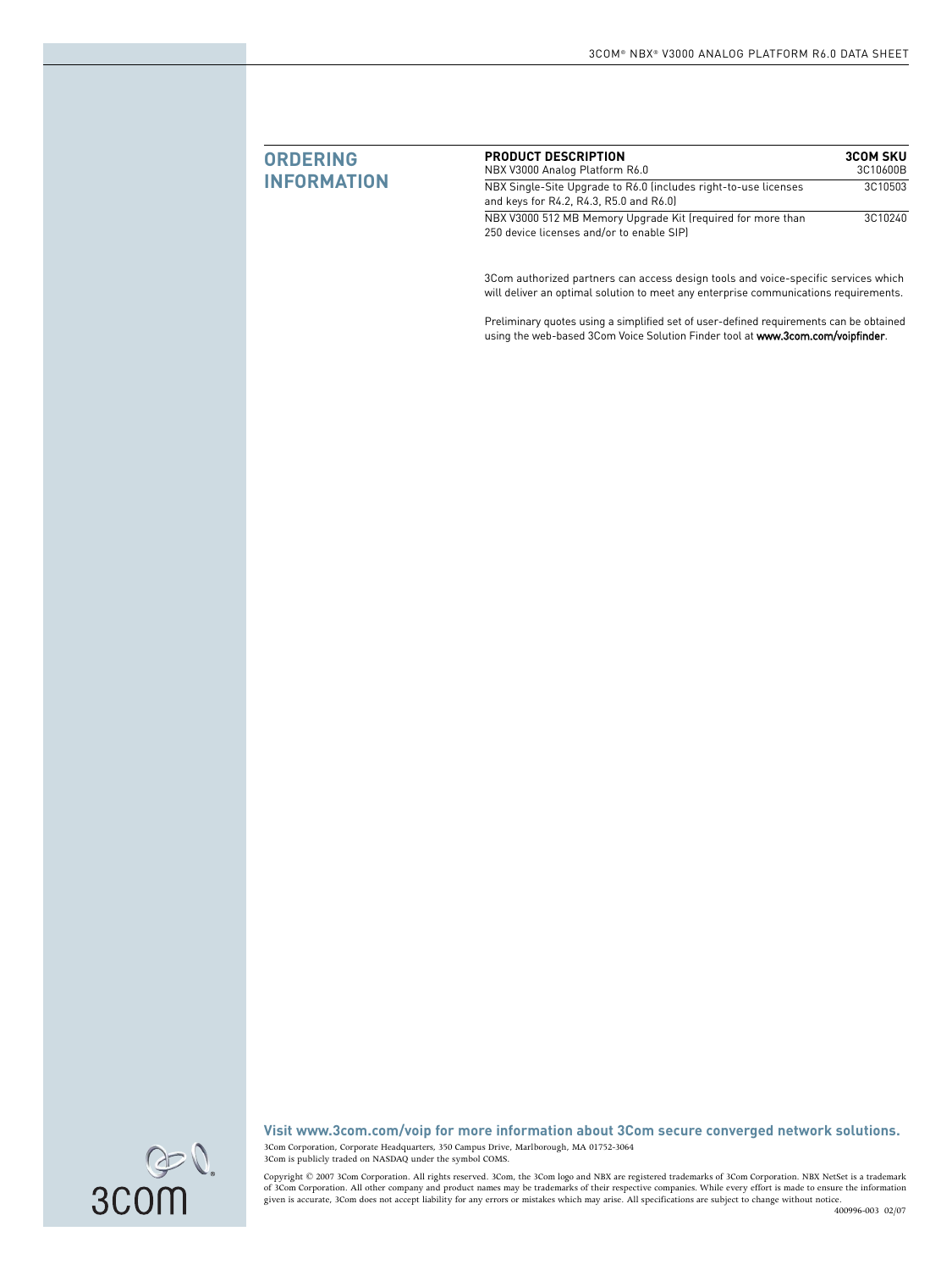## ORDERING INFORMATION

| PRODUCT DESCRIPTION | 3COM SKU |
|---|---|
| NBX V3000 Analog Platform R6.0 | 3C10600B |
| NBX Single-Site Upgrade to R6.0 (includes right-to-use licenses and keys for R4.2, R4.3, R5.0 and R6.0) | 3C10503 |
| NBX V3000 512 MB Memory Upgrade Kit (required for more than 250 device licenses and/or to enable SIP) | 3C10240 |

3Com authorized partners can access design tools and voice-specific services which will deliver an optimal solution to meet any enterprise communications requirements.

Preliminary quotes using a simplified set of user-defined requirements can be obtained using the web-based 3Com Voice Solution Finder tool at **www.3com.com/voipfinder**.

**Visit www.3com.com/voip for more information about 3Com secure converged network solutions.**

3Com Corporation, Corporate Headquarters, 350 Campus Drive, Marlborough, MA 01752-3064
3Com is publicly traded on NASDAQ under the symbol COMS.

Copyright © 2007 3Com Corporation. All rights reserved. 3Com, the 3Com logo and NBX are registered trademarks of 3Com Corporation. NBX NetSet is a trademark of 3Com Corporation. All other company and product names may be trademarks of their respective companies. While every effort is made to ensure the information given is accurate, 3Com does not accept liability for any errors or mistakes which may arise. All specifications are subject to change without notice.

400996-003 02/07